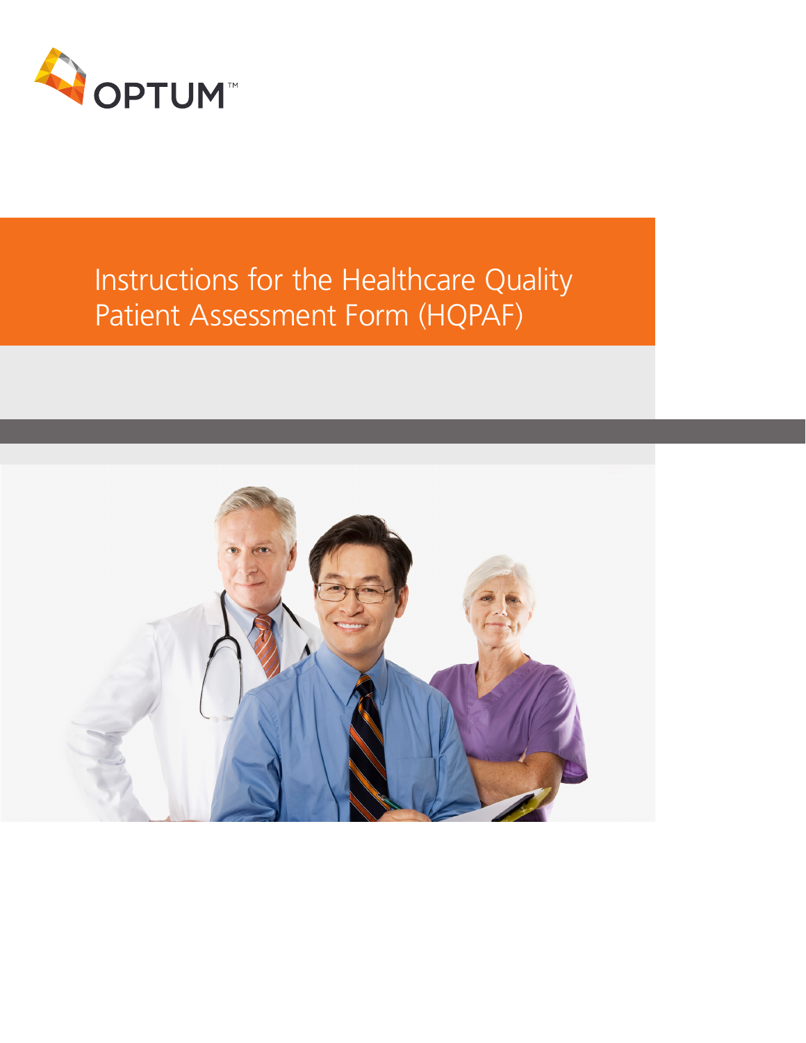OPTUM™

# Instructions for the Healthcare Quality Patient Assessment Form (HQPAF)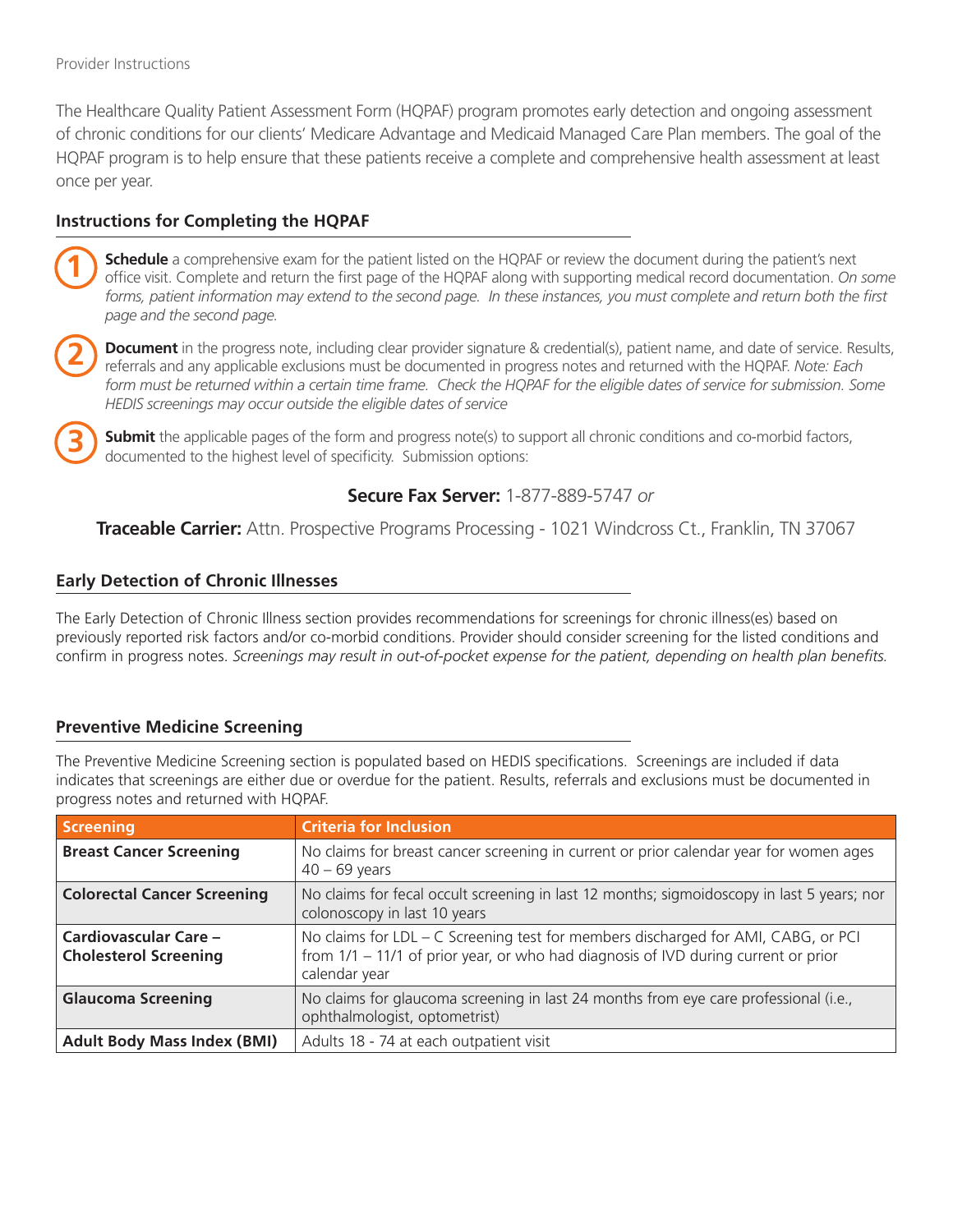Provider Instructions

The Healthcare Quality Patient Assessment Form (HQPAF) program promotes early detection and ongoing assessment of chronic conditions for our clients' Medicare Advantage and Medicaid Managed Care Plan members. The goal of the HQPAF program is to help ensure that these patients receive a complete and comprehensive health assessment at least once per year.

## Instructions for Completing the HQPAF

1. **Schedule** a comprehensive exam for the patient listed on the HQPAF or review the document during the patient's next office visit. Complete and return the first page of the HQPAF along with supporting medical record documentation. *On some forms, patient information may extend to the second page. In these instances, you must complete and return both the first page and the second page.*

2. **Document** in the progress note, including clear provider signature & credential(s), patient name, and date of service. Results, referrals and any applicable exclusions must be documented in progress notes and returned with the HQPAF. *Note: Each form must be returned within a certain time frame. Check the HQPAF for the eligible dates of service for submission. Some HEDIS screenings may occur outside the eligible dates of service*

3. **Submit** the applicable pages of the form and progress note(s) to support all chronic conditions and co-morbid factors, documented to the highest level of specificity. Submission options:

**Secure Fax Server:** 1-877-889-5747 *or*

**Traceable Carrier:** Attn. Prospective Programs Processing - 1021 Windcross Ct., Franklin, TN 37067

## Early Detection of Chronic Illnesses

The Early Detection of Chronic Illness section provides recommendations for screenings for chronic illness(es) based on previously reported risk factors and/or co-morbid conditions. Provider should consider screening for the listed conditions and confirm in progress notes. *Screenings may result in out-of-pocket expense for the patient, depending on health plan benefits.*

## Preventive Medicine Screening

The Preventive Medicine Screening section is populated based on HEDIS specifications. Screenings are included if data indicates that screenings are either due or overdue for the patient. Results, referrals and exclusions must be documented in progress notes and returned with HQPAF.

| Screening | Criteria for Inclusion |
|---|---|
| **Breast Cancer Screening** | No claims for breast cancer screening in current or prior calendar year for women ages 40 – 69 years |
| **Colorectal Cancer Screening** | No claims for fecal occult screening in last 12 months; sigmoidoscopy in last 5 years; nor colonoscopy in last 10 years |
| **Cardiovascular Care – Cholesterol Screening** | No claims for LDL – C Screening test for members discharged for AMI, CABG, or PCI from 1/1 – 11/1 of prior year, or who had diagnosis of IVD during current or prior calendar year |
| **Glaucoma Screening** | No claims for glaucoma screening in last 24 months from eye care professional (i.e., ophthalmologist, optometrist) |
| **Adult Body Mass Index (BMI)** | Adults 18 - 74 at each outpatient visit |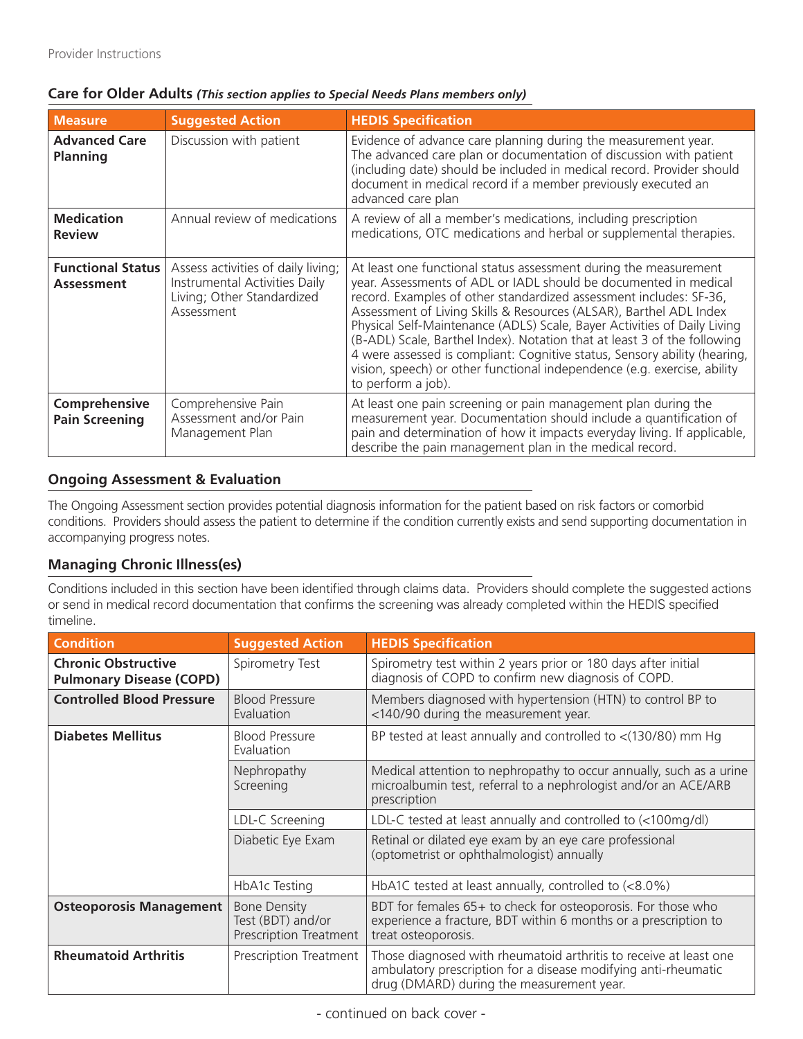## Care for Older Adults *(This section applies to Special Needs Plans members only)*

| Measure | Suggested Action | HEDIS Specification |
|---|---|---|
| **Advanced Care Planning** | Discussion with patient | Evidence of advance care planning during the measurement year. The advanced care plan or documentation of discussion with patient (including date) should be included in medical record. Provider should document in medical record if a member previously executed an advanced care plan |
| **Medication Review** | Annual review of medications | A review of all a member's medications, including prescription medications, OTC medications and herbal or supplemental therapies. |
| **Functional Status Assessment** | Assess activities of daily living; Instrumental Activities Daily Living; Other Standardized Assessment | At least one functional status assessment during the measurement year. Assessments of ADL or IADL should be documented in medical record. Examples of other standardized assessment includes: SF-36, Assessment of Living Skills & Resources (ALSAR), Barthel ADL Index Physical Self-Maintenance (ADLS) Scale, Bayer Activities of Daily Living (B-ADL) Scale, Barthel Index). Notation that at least 3 of the following 4 were assessed is compliant: Cognitive status, Sensory ability (hearing, vision, speech) or other functional independence (e.g. exercise, ability to perform a job). |
| **Comprehensive Pain Screening** | Comprehensive Pain Assessment and/or Pain Management Plan | At least one pain screening or pain management plan during the measurement year. Documentation should include a quantification of pain and determination of how it impacts everyday living. If applicable, describe the pain management plan in the medical record. |

## Ongoing Assessment & Evaluation

The Ongoing Assessment section provides potential diagnosis information for the patient based on risk factors or comorbid conditions. Providers should assess the patient to determine if the condition currently exists and send supporting documentation in accompanying progress notes.

## Managing Chronic Illness(es)

Conditions included in this section have been identified through claims data. Providers should complete the suggested actions or send in medical record documentation that confirms the screening was already completed within the HEDIS specified timeline.

| Condition | Suggested Action | HEDIS Specification |
|---|---|---|
| **Chronic Obstructive Pulmonary Disease (COPD)** | Spirometry Test | Spirometry test within 2 years prior or 180 days after initial diagnosis of COPD to confirm new diagnosis of COPD. |
| **Controlled Blood Pressure** | Blood Pressure Evaluation | Members diagnosed with hypertension (HTN) to control BP to <140/90 during the measurement year. |
| **Diabetes Mellitus** | Blood Pressure Evaluation | BP tested at least annually and controlled to <(130/80) mm Hg |
| | Nephropathy Screening | Medical attention to nephropathy to occur annually, such as a urine microalbumin test, referral to a nephrologist and/or an ACE/ARB prescription |
| | LDL-C Screening | LDL-C tested at least annually and controlled to (<100mg/dl) |
| | Diabetic Eye Exam | Retinal or dilated eye exam by an eye care professional (optometrist or ophthalmologist) annually |
| | HbA1c Testing | HbA1C tested at least annually, controlled to (<8.0%) |
| **Osteoporosis Management** | Bone Density Test (BDT) and/or Prescription Treatment | BDT for females 65+ to check for osteoporosis. For those who experience a fracture, BDT within 6 months or a prescription to treat osteoporosis. |
| **Rheumatoid Arthritis** | Prescription Treatment | Those diagnosed with rheumatoid arthritis to receive at least one ambulatory prescription for a disease modifying anti-rheumatic drug (DMARD) during the measurement year. |

- continued on back cover -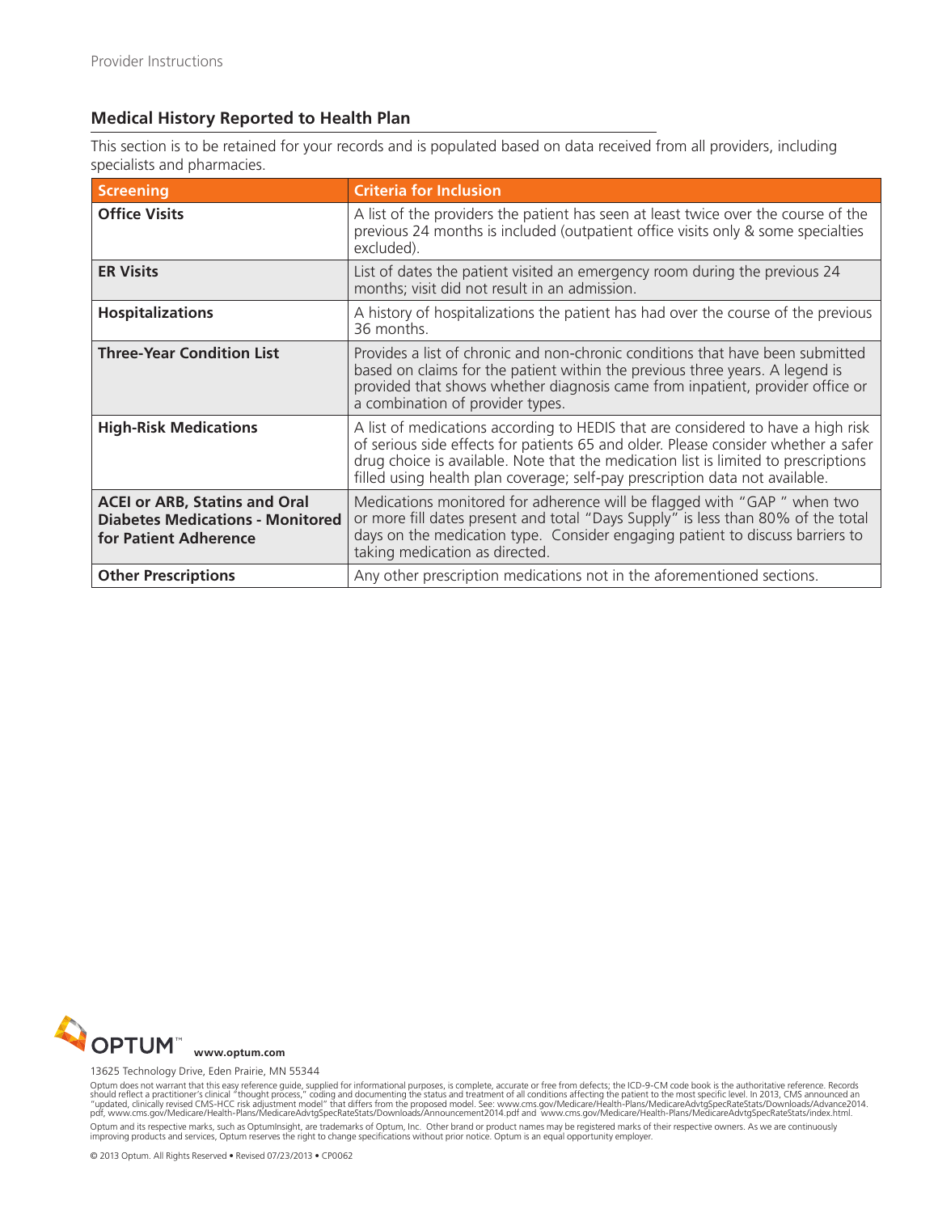## Medical History Reported to Health Plan

This section is to be retained for your records and is populated based on data received from all providers, including specialists and pharmacies.

| Screening | Criteria for Inclusion |
|---|---|
| **Office Visits** | A list of the providers the patient has seen at least twice over the course of the previous 24 months is included (outpatient office visits only & some specialties excluded). |
| **ER Visits** | List of dates the patient visited an emergency room during the previous 24 months; visit did not result in an admission. |
| **Hospitalizations** | A history of hospitalizations the patient has had over the course of the previous 36 months. |
| **Three-Year Condition List** | Provides a list of chronic and non-chronic conditions that have been submitted based on claims for the patient within the previous three years. A legend is provided that shows whether diagnosis came from inpatient, provider office or a combination of provider types. |
| **High-Risk Medications** | A list of medications according to HEDIS that are considered to have a high risk of serious side effects for patients 65 and older. Please consider whether a safer drug choice is available. Note that the medication list is limited to prescriptions filled using health plan coverage; self-pay prescription data not available. |
| **ACEI or ARB, Statins and Oral Diabetes Medications - Monitored for Patient Adherence** | Medications monitored for adherence will be flagged with "GAP " when two or more fill dates present and total "Days Supply" is less than 80% of the total days on the medication type. Consider engaging patient to discuss barriers to taking medication as directed. |
| **Other Prescriptions** | Any other prescription medications not in the aforementioned sections. |

OPTUM™ www.optum.com

13625 Technology Drive, Eden Prairie, MN 55344

Optum does not warrant that this easy reference guide, supplied for informational purposes, is complete, accurate or free from defects; the ICD-9-CM code book is the authoritative reference. Records should reflect a practitioner's clinical "thought process," coding and documenting the status and treatment of all conditions affecting the patient to the most specific level. In 2013, CMS announced an "updated, clinically revised CMS-HCC risk adjustment model" that differs from the proposed model. See: www.cms.gov/Medicare/Health-Plans/MedicareAdvtgSpecRateStats/Downloads/Advance2014.pdf, www.cms.gov/Medicare/Health-Plans/MedicareAdvtgSpecRateStats/Downloads/Announcement2014.pdf and www.cms.gov/Medicare/Health-Plans/MedicareAdvtgSpecRateStats/index.html.

Optum and its respective marks, such as OptumInsight, are trademarks of Optum, Inc. Other brand or product names may be registered marks of their respective owners. As we are continuously improving products and services, Optum reserves the right to change specifications without prior notice. Optum is an equal opportunity employer.

© 2013 Optum. All Rights Reserved • Revised 07/23/2013 • CP0062